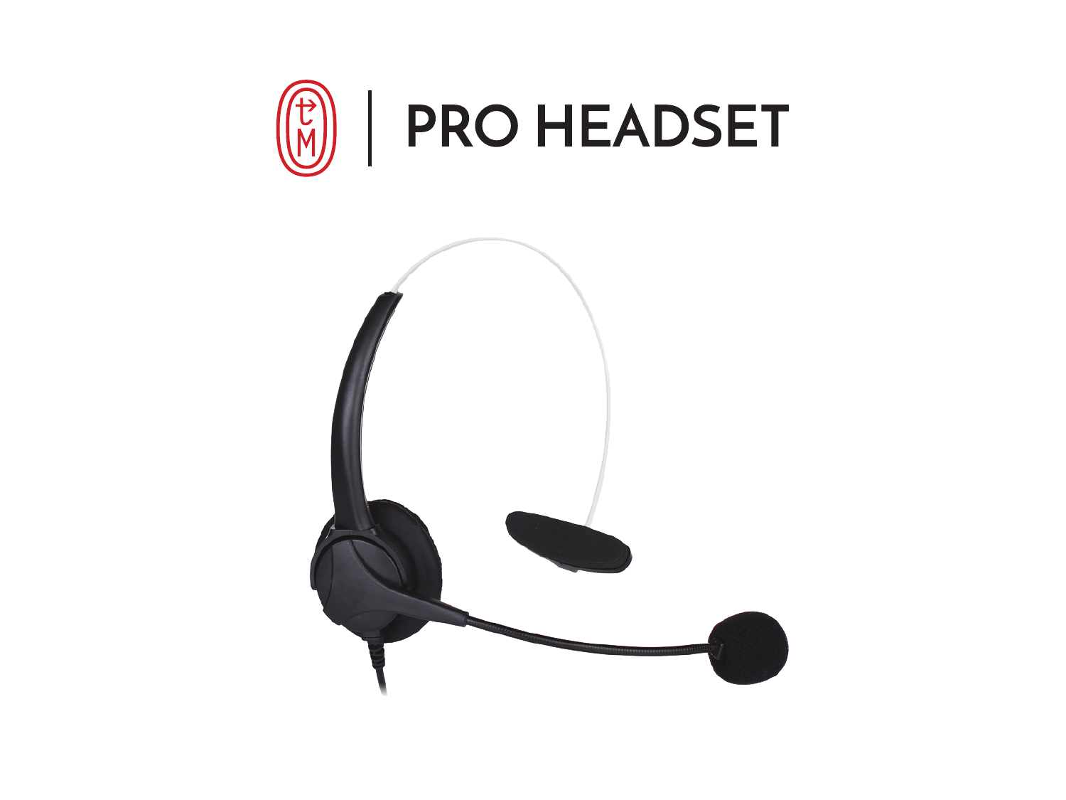# PRO HEADSET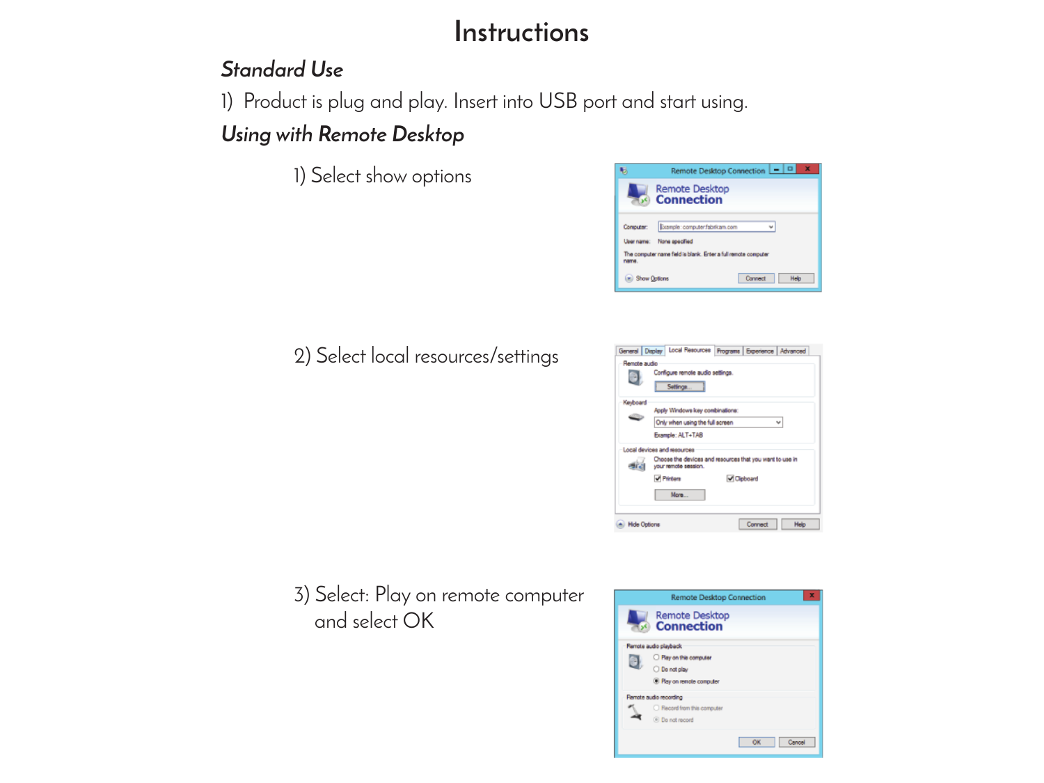# Instructions

### *Standard Use*

1) Product is plug and play. Insert into USB port and start using.

### *Using with Remote Desktop*

1) Select show options

2) Select local resources/settings

3) Select: Play on remote computer and select OK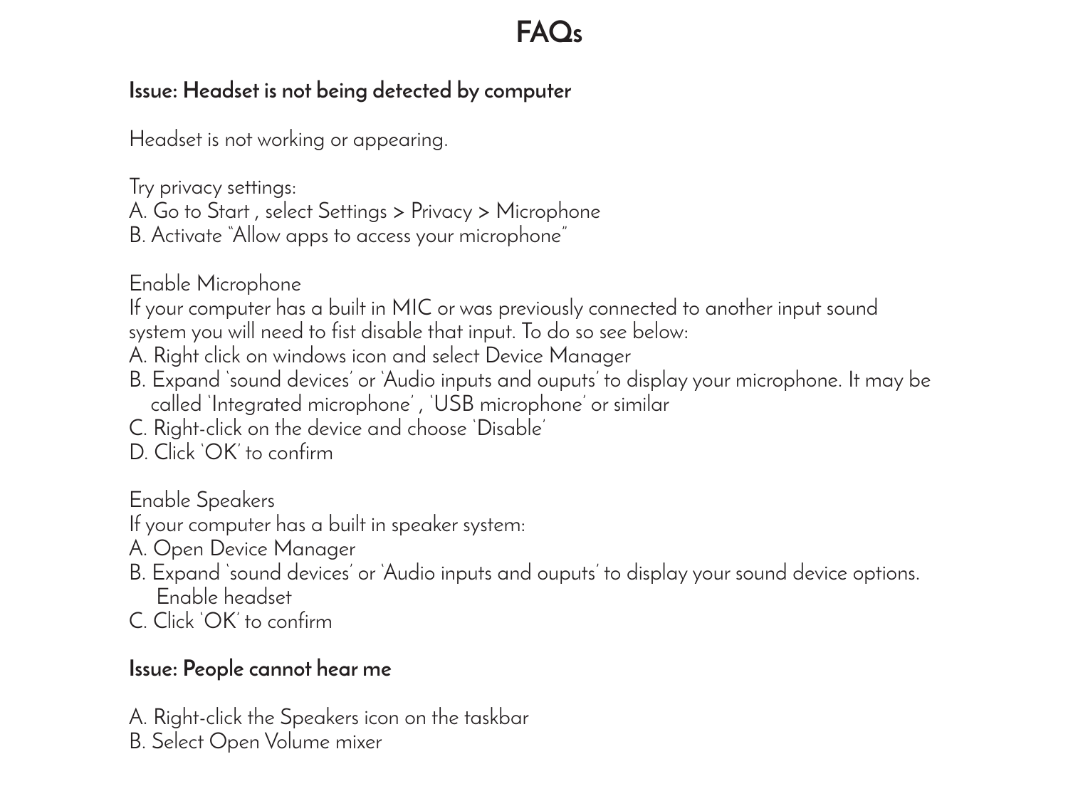# FAQs

**Issue: Headset is not being detected by computer**

Headset is not working or appearing.

Try privacy settings:
A. Go to Start , select Settings > Privacy > Microphone
B. Activate "Allow apps to access your microphone"

Enable Microphone
If your computer has a built in MIC or was previously connected to another input sound system you will need to fist disable that input. To do so see below:
A. Right click on windows icon and select Device Manager
B. Expand 'sound devices' or 'Audio inputs and ouputs' to display your microphone. It may be called 'Integrated microphone' , 'USB microphone' or similar
C. Right-click on the device and choose 'Disable'
D. Click 'OK' to confirm

Enable Speakers
If your computer has a built in speaker system:
A. Open Device Manager
B. Expand 'sound devices' or 'Audio inputs and ouputs' to display your sound device options. Enable headset
C. Click 'OK' to confirm

**Issue: People cannot hear me**

A. Right-click the Speakers icon on the taskbar
B. Select Open Volume mixer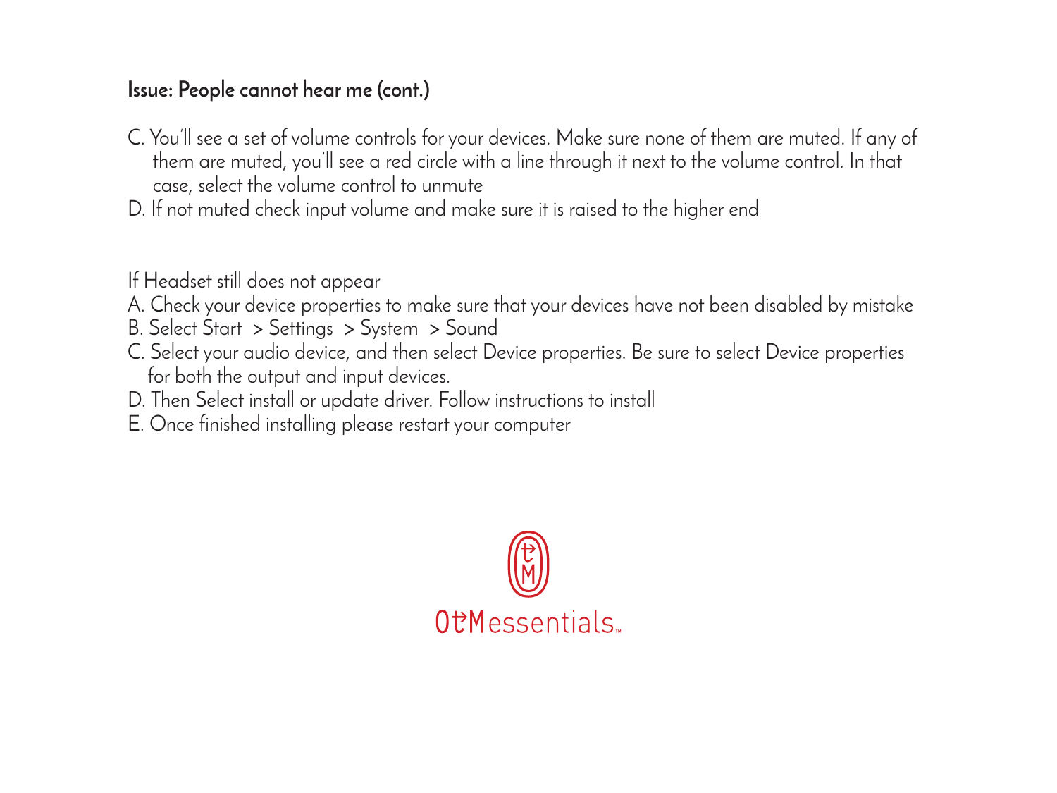### Issue: People cannot hear me (cont.)

C. You'll see a set of volume controls for your devices. Make sure none of them are muted. If any of them are muted, you'll see a red circle with a line through it next to the volume control. In that case, select the volume control to unmute

D. If not muted check input volume and make sure it is raised to the higher end

If Headset still does not appear

A. Check your device properties to make sure that your devices have not been disabled by mistake

B. Select Start > Settings > System > Sound

C. Select your audio device, and then select Device properties. Be sure to select Device properties for both the output and input devices.

D. Then Select install or update driver. Follow instructions to install

E. Once finished installing please restart your computer

OtMessentials